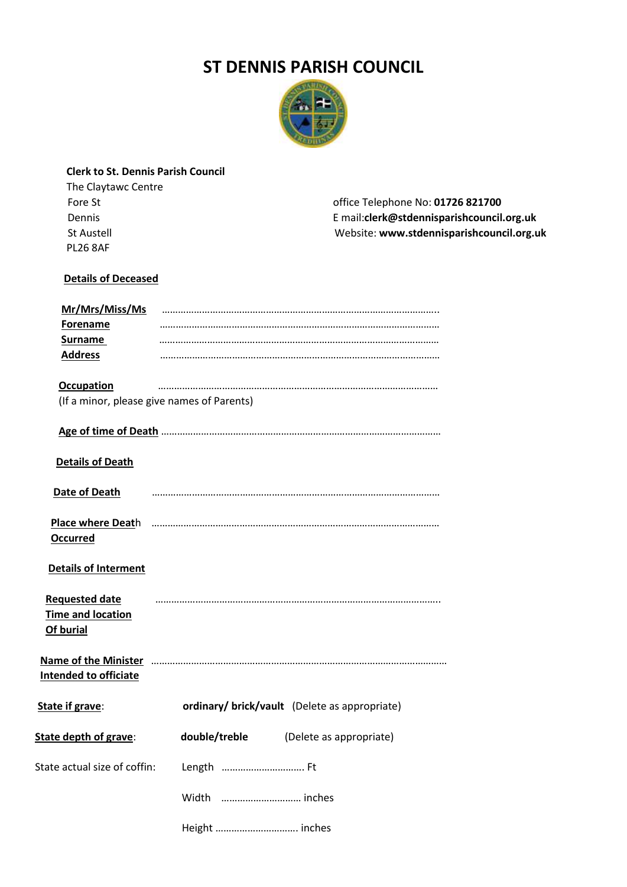# ST DENNIS PARISH COUNCIL

**Clerk to St. Dennis Parish Council**
The Claytawc Centre
Fore St
Dennis
St Austell
PL26 8AF

office Telephone No: **01726 821700**
E mail:**clerk@stdennisparishcouncil.org.uk**
Website: **www.stdennisparishcouncil.org.uk**

**Details of Deceased**

**Mr/Mrs/Miss/Ms** ……………………………………………………………………………………..
**Forename** ………………………………………………………………………………………
**Surname** ………………………………………………………………………………………
**Address** ………………………………………………………………………………………

**Occupation** ………………………………………………………………………………………
(If a minor, please give names of Parents)

**Age of time of Death** ………………………………………………………………………………………

**Details of Death**

**Date of Death** ………………………………………………………………………………………

**Place where Death Occurred** ………………………………………………………………………………………

**Details of Interment**

**Requested date Time and location Of burial** ………………………………………………………………………………………..

**Name of the Minister Intended to officiate** ………………………………………………………………………………………………

**State if grave**: **ordinary/ brick/vault** (Delete as appropriate)

**State depth of grave**: **double/treble** (Delete as appropriate)

State actual size of coffin: Length …………………………. Ft

Width ………………………… inches

Height …………………………. inches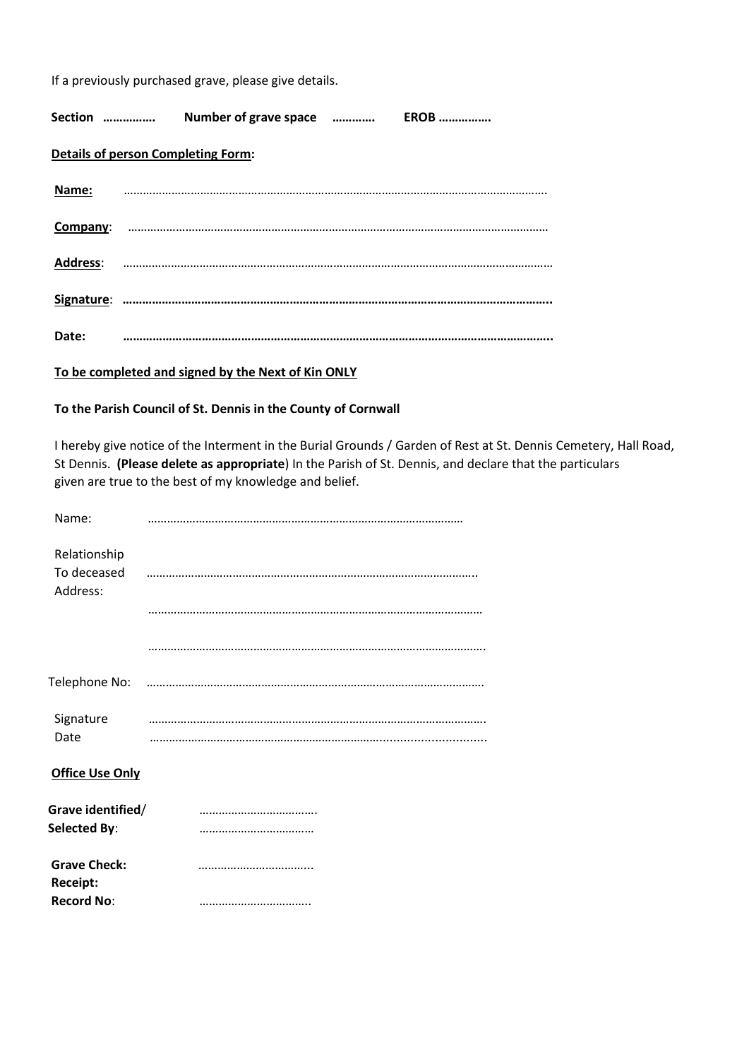If a previously purchased grave, please give details.

**Section …………….  Number of grave space …………  EROB …………….**

**<u>Details of person Completing Form</u>:**

**<u>Name:</u>** ………………………………………………………………………………………………………………………

**<u>Company</u>**: ……………………………………………………………………………………………………………………

**<u>Address</u>**: ……………………………………………………………………………………………………………………

**<u>Signature</u>**: **……………………………………………………………………………………………………………………..**

**Date: ……………………………………………………………………………………………………………………..**

**<u>To be completed and signed by the Next of Kin ONLY</u>**

**To the Parish Council of St. Dennis in the County of Cornwall**

I hereby give notice of the Interment in the Burial Grounds / Garden of Rest at St. Dennis Cemetery, Hall Road, St Dennis. **(Please delete as appropriate**) In the Parish of St. Dennis, and declare that the particulars given are true to the best of my knowledge and belief.

Name: ………………………………………………………………………………………

Relationship To deceased ……………………………………………………………………………………….

Address: ……………………………………………………………………………………………

……………………………………………………………………………………………….

Telephone No: ……………………………………………………………………………………………….

Signature ……………………………………………………………………………………………….

Date …………………………………………………………………...........................

**<u>Office Use Only</u>**

**Grave identified/ Selected By**: ……………………………….. ………………………………

**Grave Check:** ……………………………...

**Receipt:**

**Record No**: ……………………………..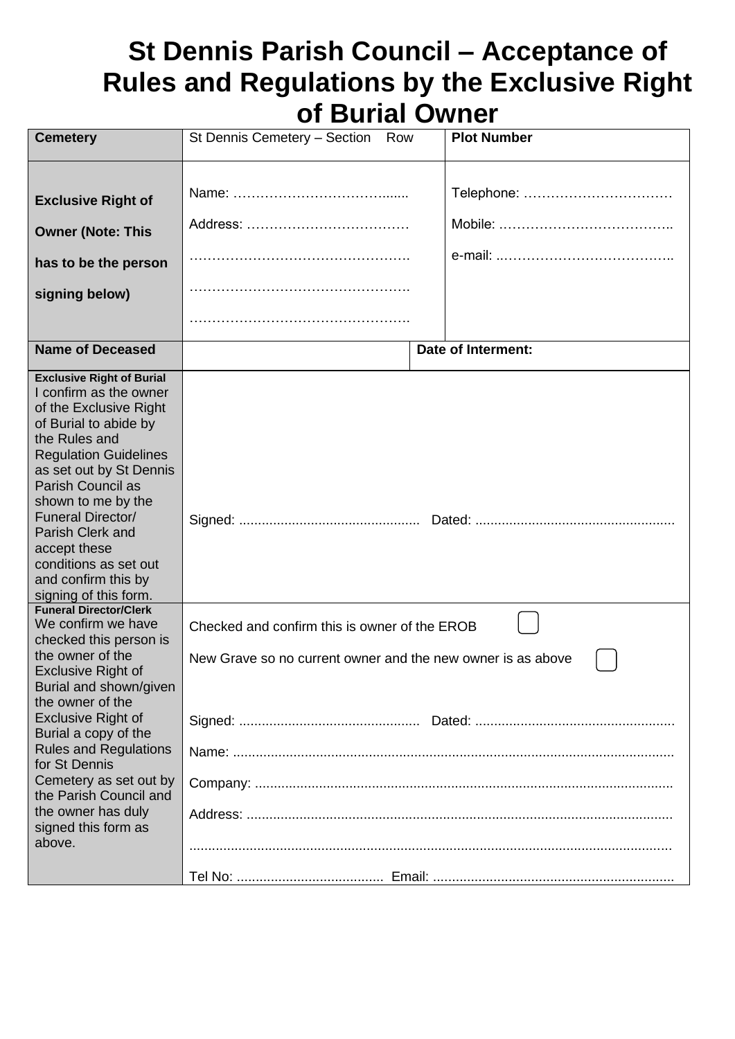# St Dennis Parish Council – Acceptance of Rules and Regulations by the Exclusive Right of Burial Owner

| | | | |
|---|---|---|---|
| **Cemetery** | St Dennis Cemetery – Section Row | | **Plot Number** |
| **Exclusive Right of Owner (Note: This has to be the person signing below)** | Name: ………………………………....... <br> Address: ……………………………… <br> …………………………………………. <br> …………………………………………. <br> …………………………………………. | | Telephone: …………………………… <br> Mobile: ……………………………….. <br> e-mail: ..……………………………….. |
| **Name of Deceased** | | **Date of Interment:** | |
| **Exclusive Right of Burial** <br> I confirm as the owner of the Exclusive Right of Burial to abide by the Rules and Regulation Guidelines as set out by St Dennis Parish Council as shown to me by the Funeral Director/ Parish Clerk and accept these conditions as set out and confirm this by signing of this form. | Signed: ................................................ Dated: ..................................................... | | |
| **Funeral Director/Clerk** <br> We confirm we have checked this person is the owner of the Exclusive Right of Burial and shown/given the owner of the Exclusive Right of Burial a copy of the Rules and Regulations for St Dennis Cemetery as set out by the Parish Council and the owner has duly signed this form as above. | Checked and confirm this is owner of the EROB ☐ <br> New Grave so no current owner and the new owner is as above ☐ <br> Signed: ................................................ Dated: ..................................................... <br> Name: .................................................................................................................... <br> Company: .............................................................................................................. <br> Address: ................................................................................................................ <br> ............................................................................................................................... <br> Tel No: ....................................... Email: ................................................................ | | |